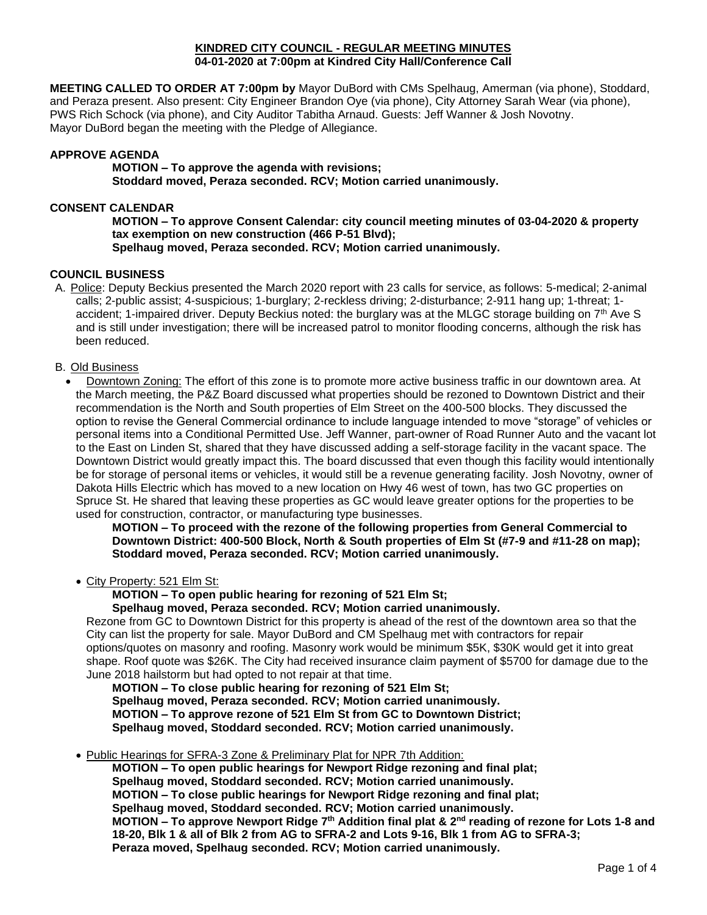# KINDRED CITY COUNCIL - REGULAR MEETING MINUTES
## 04-01-2020 at 7:00pm at Kindred City Hall/Conference Call

**MEETING CALLED TO ORDER AT 7:00pm by** Mayor DuBord with CMs Spelhaug, Amerman (via phone), Stoddard, and Peraza present. Also present: City Engineer Brandon Oye (via phone), City Attorney Sarah Wear (via phone), PWS Rich Schock (via phone), and City Auditor Tabitha Arnaud. Guests: Jeff Wanner & Josh Novotny. Mayor DuBord began the meeting with the Pledge of Allegiance.

### APPROVE AGENDA

**MOTION – To approve the agenda with revisions;**
**Stoddard moved, Peraza seconded. RCV; Motion carried unanimously.**

### CONSENT CALENDAR

**MOTION – To approve Consent Calendar: city council meeting minutes of 03-04-2020 & property tax exemption on new construction (466 P-51 Blvd);**
**Spelhaug moved, Peraza seconded. RCV; Motion carried unanimously.**

### COUNCIL BUSINESS

A. Police: Deputy Beckius presented the March 2020 report with 23 calls for service, as follows: 5-medical; 2-animal calls; 2-public assist; 4-suspicious; 1-burglary; 2-reckless driving; 2-disturbance; 2-911 hang up; 1-threat; 1-accident; 1-impaired driver. Deputy Beckius noted: the burglary was at the MLGC storage building on 7th Ave S and is still under investigation; there will be increased patrol to monitor flooding concerns, although the risk has been reduced.

B. Old Business

- Downtown Zoning: The effort of this zone is to promote more active business traffic in our downtown area. At the March meeting, the P&Z Board discussed what properties should be rezoned to Downtown District and their recommendation is the North and South properties of Elm Street on the 400-500 blocks. They discussed the option to revise the General Commercial ordinance to include language intended to move "storage" of vehicles or personal items into a Conditional Permitted Use. Jeff Wanner, part-owner of Road Runner Auto and the vacant lot to the East on Linden St, shared that they have discussed adding a self-storage facility in the vacant space. The Downtown District would greatly impact this. The board discussed that even though this facility would intentionally be for storage of personal items or vehicles, it would still be a revenue generating facility. Josh Novotny, owner of Dakota Hills Electric which has moved to a new location on Hwy 46 west of town, has two GC properties on Spruce St. He shared that leaving these properties as GC would leave greater options for the properties to be used for construction, contractor, or manufacturing type businesses.

  **MOTION – To proceed with the rezone of the following properties from General Commercial to Downtown District: 400-500 Block, North & South properties of Elm St (#7-9 and #11-28 on map);**
  **Stoddard moved, Peraza seconded. RCV; Motion carried unanimously.**

- City Property: 521 Elm St:

  **MOTION – To open public hearing for rezoning of 521 Elm St;**
  **Spelhaug moved, Peraza seconded. RCV; Motion carried unanimously.**

  Rezone from GC to Downtown District for this property is ahead of the rest of the downtown area so that the City can list the property for sale. Mayor DuBord and CM Spelhaug met with contractors for repair options/quotes on masonry and roofing. Masonry work would be minimum $5K, $30K would get it into great shape. Roof quote was $26K. The City had received insurance claim payment of $5700 for damage due to the June 2018 hailstorm but had opted to not repair at that time.

  **MOTION – To close public hearing for rezoning of 521 Elm St;**
  **Spelhaug moved, Peraza seconded. RCV; Motion carried unanimously.**
  **MOTION – To approve rezone of 521 Elm St from GC to Downtown District;**
  **Spelhaug moved, Stoddard seconded. RCV; Motion carried unanimously.**

- Public Hearings for SFRA-3 Zone & Preliminary Plat for NPR 7th Addition:

  **MOTION – To open public hearings for Newport Ridge rezoning and final plat;**
  **Spelhaug moved, Stoddard seconded. RCV; Motion carried unanimously.**
  **MOTION – To close public hearings for Newport Ridge rezoning and final plat;**
  **Spelhaug moved, Stoddard seconded. RCV; Motion carried unanimously.**
  **MOTION – To approve Newport Ridge 7th Addition final plat & 2nd reading of rezone for Lots 1-8 and 18-20, Blk 1 & all of Blk 2 from AG to SFRA-2 and Lots 9-16, Blk 1 from AG to SFRA-3;**
  **Peraza moved, Spelhaug seconded. RCV; Motion carried unanimously.**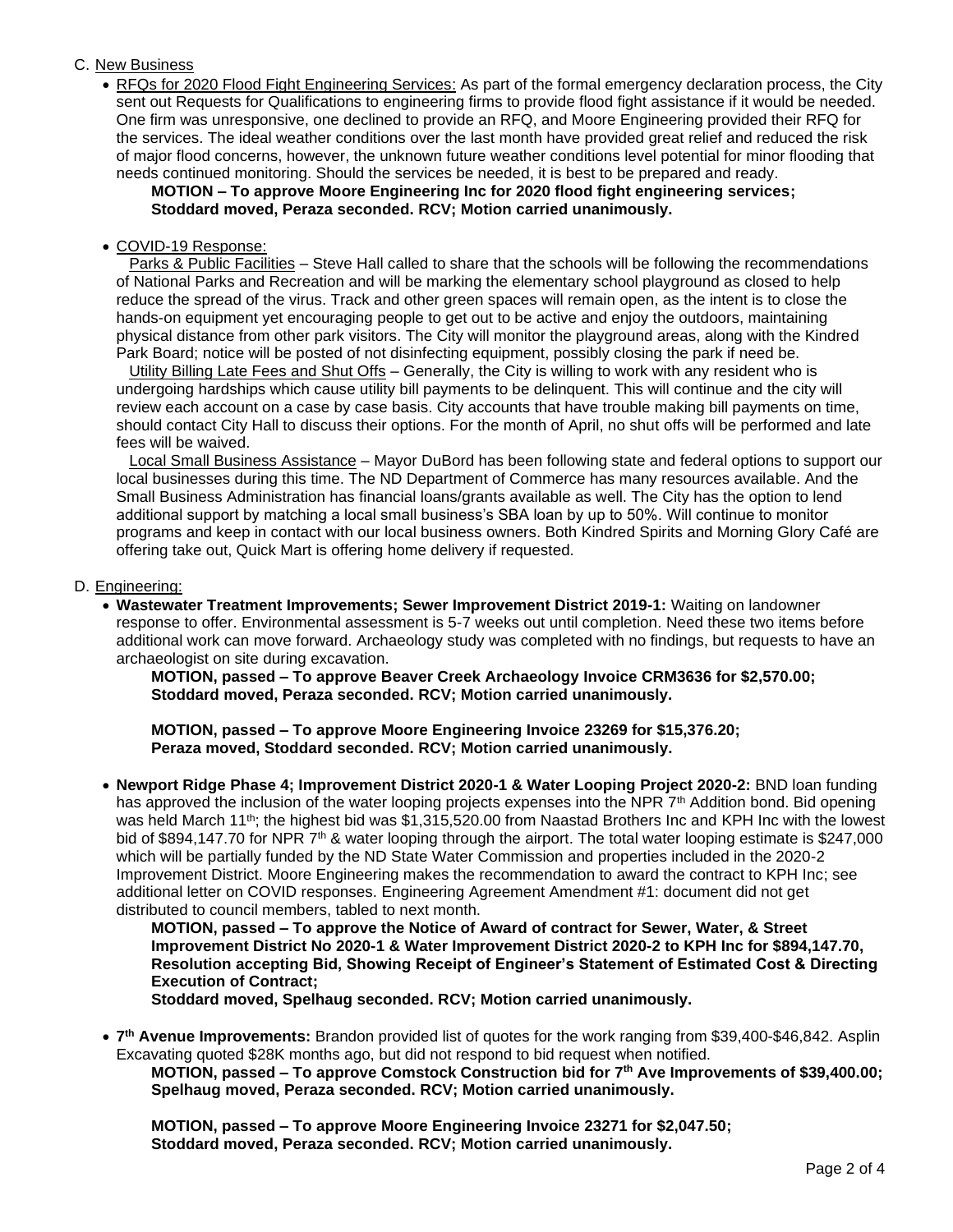C. <u>New Business</u>

- <u>RFQs for 2020 Flood Fight Engineering Services:</u> As part of the formal emergency declaration process, the City sent out Requests for Qualifications to engineering firms to provide flood fight assistance if it would be needed. One firm was unresponsive, one declined to provide an RFQ, and Moore Engineering provided their RFQ for the services. The ideal weather conditions over the last month have provided great relief and reduced the risk of major flood concerns, however, the unknown future weather conditions level potential for minor flooding that needs continued monitoring. Should the services be needed, it is best to be prepared and ready.

  **MOTION – To approve Moore Engineering Inc for 2020 flood fight engineering services; Stoddard moved, Peraza seconded. RCV; Motion carried unanimously.**

- <u>COVID-19 Response:</u>

  <u>Parks & Public Facilities</u> – Steve Hall called to share that the schools will be following the recommendations of National Parks and Recreation and will be marking the elementary school playground as closed to help reduce the spread of the virus. Track and other green spaces will remain open, as the intent is to close the hands-on equipment yet encouraging people to get out to be active and enjoy the outdoors, maintaining physical distance from other park visitors. The City will monitor the playground areas, along with the Kindred Park Board; notice will be posted of not disinfecting equipment, possibly closing the park if need be.

  <u>Utility Billing Late Fees and Shut Offs</u> – Generally, the City is willing to work with any resident who is undergoing hardships which cause utility bill payments to be delinquent. This will continue and the city will review each account on a case by case basis. City accounts that have trouble making bill payments on time, should contact City Hall to discuss their options. For the month of April, no shut offs will be performed and late fees will be waived.

  <u>Local Small Business Assistance</u> – Mayor DuBord has been following state and federal options to support our local businesses during this time. The ND Department of Commerce has many resources available. And the Small Business Administration has financial loans/grants available as well. The City has the option to lend additional support by matching a local small business's SBA loan by up to 50%. Will continue to monitor programs and keep in contact with our local business owners. Both Kindred Spirits and Morning Glory Café are offering take out, Quick Mart is offering home delivery if requested.

D. <u>Engineering:</u>

- **Wastewater Treatment Improvements; Sewer Improvement District 2019-1:** Waiting on landowner response to offer. Environmental assessment is 5-7 weeks out until completion. Need these two items before additional work can move forward. Archaeology study was completed with no findings, but requests to have an archaeologist on site during excavation.

  **MOTION, passed – To approve Beaver Creek Archaeology Invoice CRM3636 for $2,570.00; Stoddard moved, Peraza seconded. RCV; Motion carried unanimously.**

  **MOTION, passed – To approve Moore Engineering Invoice 23269 for $15,376.20; Peraza moved, Stoddard seconded. RCV; Motion carried unanimously.**

- **Newport Ridge Phase 4; Improvement District 2020-1 & Water Looping Project 2020-2:** BND loan funding has approved the inclusion of the water looping projects expenses into the NPR 7th Addition bond. Bid opening was held March 11th; the highest bid was $1,315,520.00 from Naastad Brothers Inc and KPH Inc with the lowest bid of $894,147.70 for NPR 7th & water looping through the airport. The total water looping estimate is $247,000 which will be partially funded by the ND State Water Commission and properties included in the 2020-2 Improvement District. Moore Engineering makes the recommendation to award the contract to KPH Inc; see additional letter on COVID responses. Engineering Agreement Amendment #1: document did not get distributed to council members, tabled to next month.

  **MOTION, passed – To approve the Notice of Award of contract for Sewer, Water, & Street Improvement District No 2020-1 & Water Improvement District 2020-2 to KPH Inc for $894,147.70, Resolution accepting Bid, Showing Receipt of Engineer's Statement of Estimated Cost & Directing Execution of Contract;**
  **Stoddard moved, Spelhaug seconded. RCV; Motion carried unanimously.**

- **7th Avenue Improvements:** Brandon provided list of quotes for the work ranging from $39,400-$46,842. Asplin Excavating quoted $28K months ago, but did not respond to bid request when notified.

  **MOTION, passed – To approve Comstock Construction bid for 7th Ave Improvements of $39,400.00; Spelhaug moved, Peraza seconded. RCV; Motion carried unanimously.**

  **MOTION, passed – To approve Moore Engineering Invoice 23271 for $2,047.50; Stoddard moved, Peraza seconded. RCV; Motion carried unanimously.**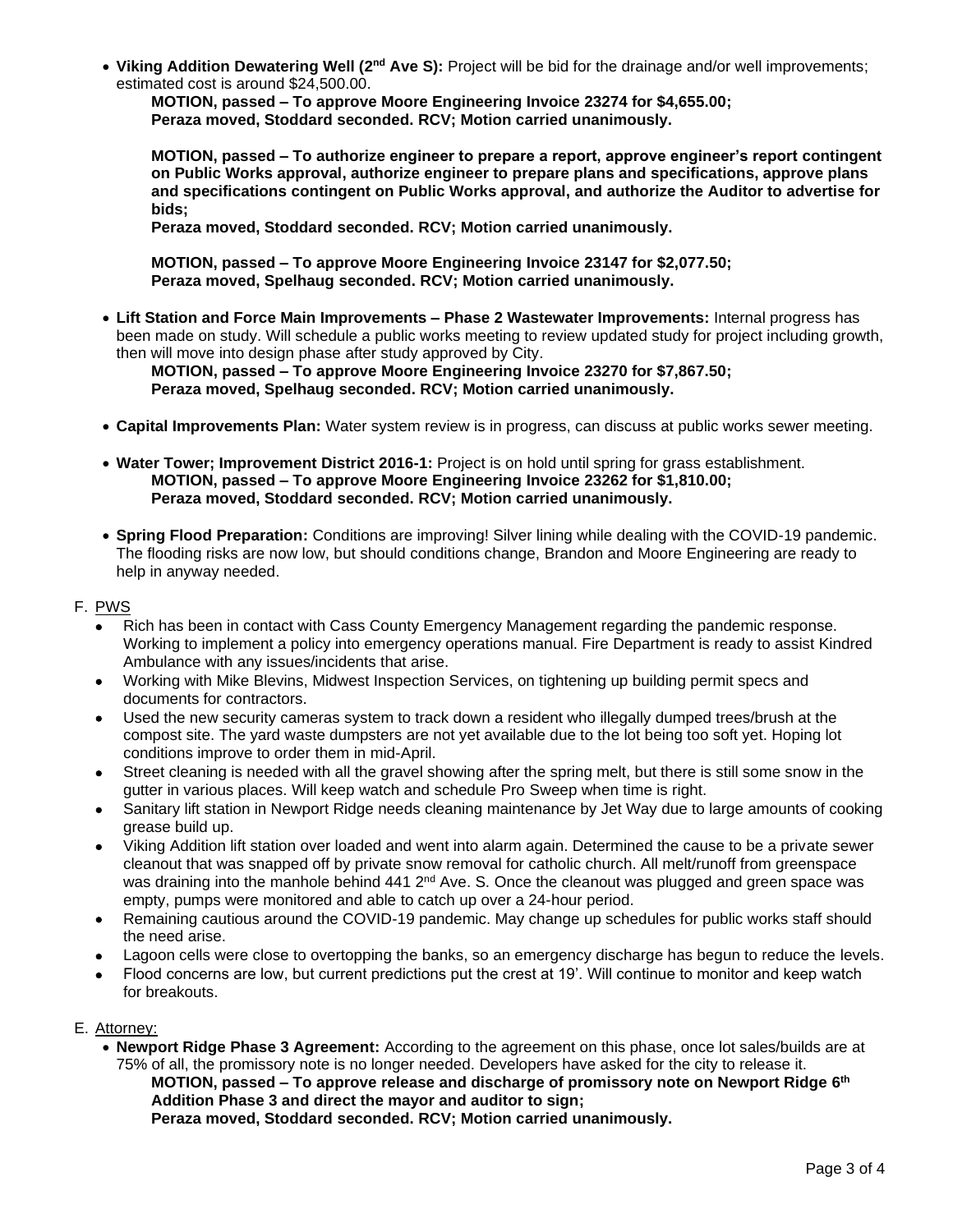- **Viking Addition Dewatering Well (2nd Ave S):** Project will be bid for the drainage and/or well improvements; estimated cost is around $24,500.00.

  **MOTION, passed – To approve Moore Engineering Invoice 23274 for $4,655.00;**
  **Peraza moved, Stoddard seconded. RCV; Motion carried unanimously.**

  **MOTION, passed – To authorize engineer to prepare a report, approve engineer's report contingent on Public Works approval, authorize engineer to prepare plans and specifications, approve plans and specifications contingent on Public Works approval, and authorize the Auditor to advertise for bids;**
  **Peraza moved, Stoddard seconded. RCV; Motion carried unanimously.**

  **MOTION, passed – To approve Moore Engineering Invoice 23147 for $2,077.50;**
  **Peraza moved, Spelhaug seconded. RCV; Motion carried unanimously.**

- **Lift Station and Force Main Improvements – Phase 2 Wastewater Improvements:** Internal progress has been made on study. Will schedule a public works meeting to review updated study for project including growth, then will move into design phase after study approved by City.

  **MOTION, passed – To approve Moore Engineering Invoice 23270 for $7,867.50;**
  **Peraza moved, Spelhaug seconded. RCV; Motion carried unanimously.**

- **Capital Improvements Plan:** Water system review is in progress, can discuss at public works sewer meeting.

- **Water Tower; Improvement District 2016-1:** Project is on hold until spring for grass establishment.

  **MOTION, passed – To approve Moore Engineering Invoice 23262 for $1,810.00;**
  **Peraza moved, Stoddard seconded. RCV; Motion carried unanimously.**

- **Spring Flood Preparation:** Conditions are improving! Silver lining while dealing with the COVID-19 pandemic. The flooding risks are now low, but should conditions change, Brandon and Moore Engineering are ready to help in anyway needed.

F. PWS

- Rich has been in contact with Cass County Emergency Management regarding the pandemic response. Working to implement a policy into emergency operations manual. Fire Department is ready to assist Kindred Ambulance with any issues/incidents that arise.
- Working with Mike Blevins, Midwest Inspection Services, on tightening up building permit specs and documents for contractors.
- Used the new security cameras system to track down a resident who illegally dumped trees/brush at the compost site. The yard waste dumpsters are not yet available due to the lot being too soft yet. Hoping lot conditions improve to order them in mid-April.
- Street cleaning is needed with all the gravel showing after the spring melt, but there is still some snow in the gutter in various places. Will keep watch and schedule Pro Sweep when time is right.
- Sanitary lift station in Newport Ridge needs cleaning maintenance by Jet Way due to large amounts of cooking grease build up.
- Viking Addition lift station over loaded and went into alarm again. Determined the cause to be a private sewer cleanout that was snapped off by private snow removal for catholic church. All melt/runoff from greenspace was draining into the manhole behind 441 2nd Ave. S. Once the cleanout was plugged and green space was empty, pumps were monitored and able to catch up over a 24-hour period.
- Remaining cautious around the COVID-19 pandemic. May change up schedules for public works staff should the need arise.
- Lagoon cells were close to overtopping the banks, so an emergency discharge has begun to reduce the levels.
- Flood concerns are low, but current predictions put the crest at 19'. Will continue to monitor and keep watch for breakouts.

E. Attorney:

- **Newport Ridge Phase 3 Agreement:** According to the agreement on this phase, once lot sales/builds are at 75% of all, the promissory note is no longer needed. Developers have asked for the city to release it.

  **MOTION, passed – To approve release and discharge of promissory note on Newport Ridge 6th Addition Phase 3 and direct the mayor and auditor to sign;**
  **Peraza moved, Stoddard seconded. RCV; Motion carried unanimously.**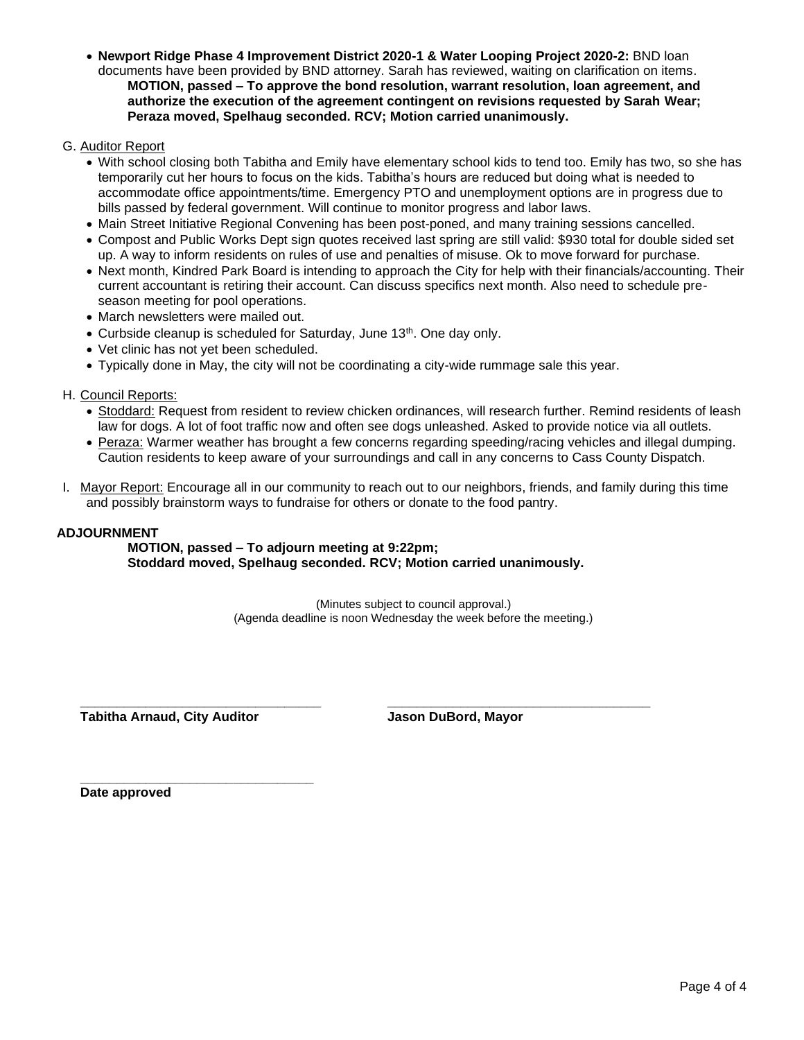- **Newport Ridge Phase 4 Improvement District 2020-1 & Water Looping Project 2020-2:** BND loan documents have been provided by BND attorney. Sarah has reviewed, waiting on clarification on items.
  **MOTION, passed – To approve the bond resolution, warrant resolution, loan agreement, and authorize the execution of the agreement contingent on revisions requested by Sarah Wear; Peraza moved, Spelhaug seconded. RCV; Motion carried unanimously.**

G. Auditor Report

- With school closing both Tabitha and Emily have elementary school kids to tend too. Emily has two, so she has temporarily cut her hours to focus on the kids. Tabitha's hours are reduced but doing what is needed to accommodate office appointments/time. Emergency PTO and unemployment options are in progress due to bills passed by federal government. Will continue to monitor progress and labor laws.
- Main Street Initiative Regional Convening has been post-poned, and many training sessions cancelled.
- Compost and Public Works Dept sign quotes received last spring are still valid: $930 total for double sided set up. A way to inform residents on rules of use and penalties of misuse. Ok to move forward for purchase.
- Next month, Kindred Park Board is intending to approach the City for help with their financials/accounting. Their current accountant is retiring their account. Can discuss specifics next month. Also need to schedule pre-season meeting for pool operations.
- March newsletters were mailed out.
- Curbside cleanup is scheduled for Saturday, June 13th. One day only.
- Vet clinic has not yet been scheduled.
- Typically done in May, the city will not be coordinating a city-wide rummage sale this year.

H. Council Reports:

- Stoddard: Request from resident to review chicken ordinances, will research further. Remind residents of leash law for dogs. A lot of foot traffic now and often see dogs unleashed. Asked to provide notice via all outlets.
- Peraza: Warmer weather has brought a few concerns regarding speeding/racing vehicles and illegal dumping. Caution residents to keep aware of your surroundings and call in any concerns to Cass County Dispatch.

I. Mayor Report: Encourage all in our community to reach out to our neighbors, friends, and family during this time and possibly brainstorm ways to fundraise for others or donate to the food pantry.

**ADJOURNMENT**

**MOTION, passed – To adjourn meeting at 9:22pm;**
**Stoddard moved, Spelhaug seconded. RCV; Motion carried unanimously.**

(Minutes subject to council approval.)
(Agenda deadline is noon Wednesday the week before the meeting.)

\_\_\_\_\_\_\_\_\_\_\_\_\_\_\_\_\_\_\_\_\_\_\_\_\_\_\_\_\_\_\_\_
**Tabitha Arnaud, City Auditor**

\_\_\_\_\_\_\_\_\_\_\_\_\_\_\_\_\_\_\_\_\_\_\_\_\_\_\_\_\_\_\_\_
**Jason DuBord, Mayor**

\_\_\_\_\_\_\_\_\_\_\_\_\_\_\_\_\_\_\_\_\_\_\_\_\_\_\_\_\_\_\_\_
**Date approved**